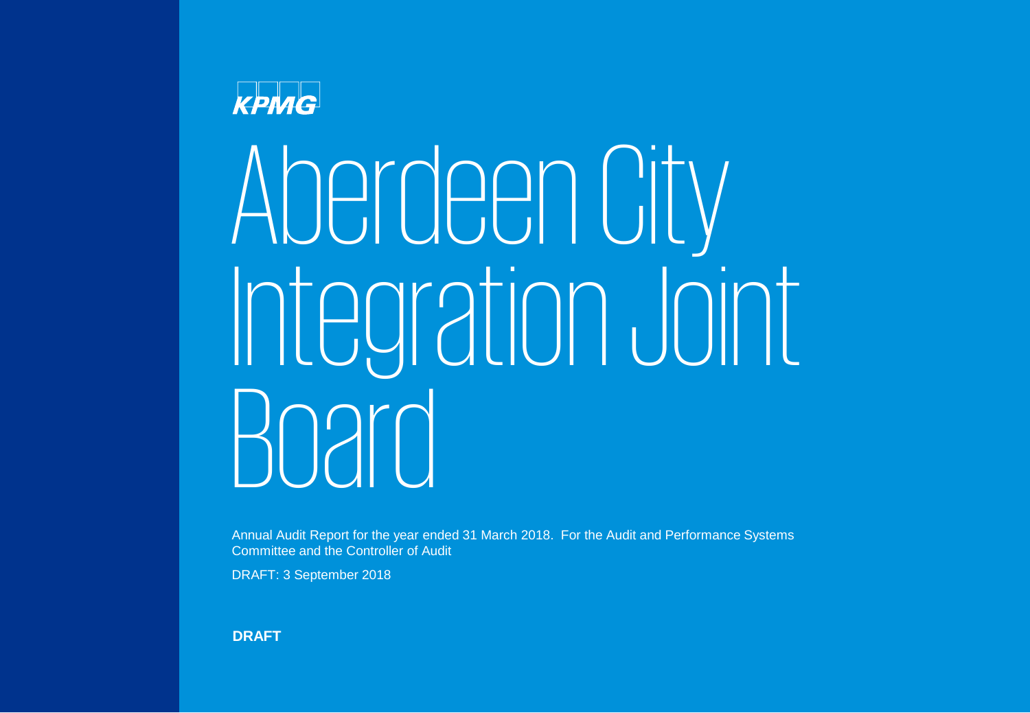KPMG

# Aberdeen City Integration Joint Board

Annual Audit Report for the year ended 31 March 2018. For the Audit and Performance Systems Committee and the Controller of Audit

DRAFT: 3 September 2018

**DRAFT**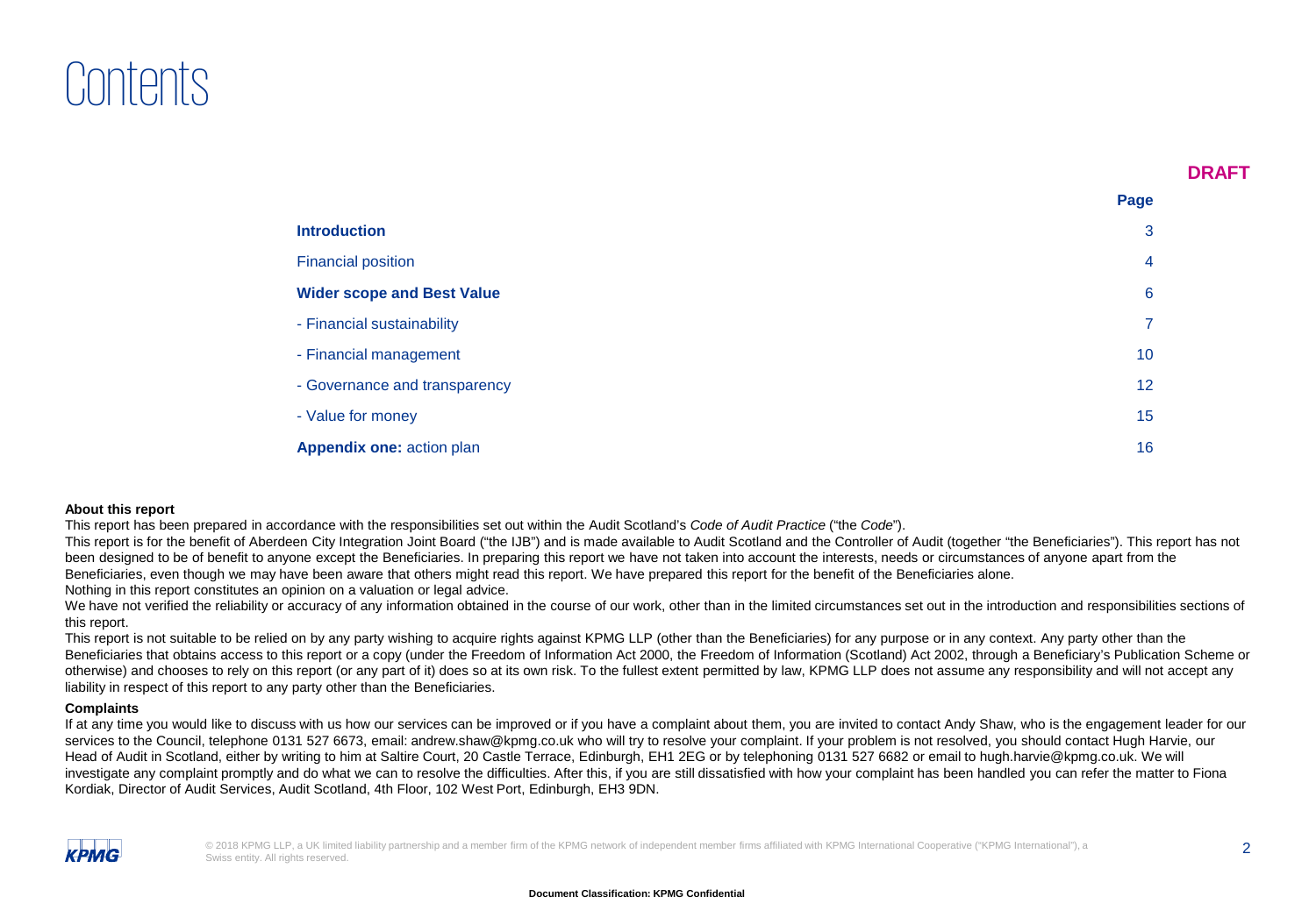# Contents

**DRAFT**

| | Page |
|---|---|
| **Introduction** | 3 |
| Financial position | 4 |
| **Wider scope and Best Value** | 6 |
| - Financial sustainability | 7 |
| - Financial management | 10 |
| - Governance and transparency | 12 |
| - Value for money | 15 |
| **Appendix one:** action plan | 16 |

**About this report**

This report has been prepared in accordance with the responsibilities set out within the Audit Scotland's *Code of Audit Practice* ("the *Code*").

This report is for the benefit of Aberdeen City Integration Joint Board ("the IJB") and is made available to Audit Scotland and the Controller of Audit (together "the Beneficiaries"). This report has not been designed to be of benefit to anyone except the Beneficiaries. In preparing this report we have not taken into account the interests, needs or circumstances of anyone apart from the Beneficiaries, even though we may have been aware that others might read this report. We have prepared this report for the benefit of the Beneficiaries alone.

Nothing in this report constitutes an opinion on a valuation or legal advice.

We have not verified the reliability or accuracy of any information obtained in the course of our work, other than in the limited circumstances set out in the introduction and responsibilities sections of this report.

This report is not suitable to be relied on by any party wishing to acquire rights against KPMG LLP (other than the Beneficiaries) for any purpose or in any context. Any party other than the Beneficiaries that obtains access to this report or a copy (under the Freedom of Information Act 2000, the Freedom of Information (Scotland) Act 2002, through a Beneficiary's Publication Scheme or otherwise) and chooses to rely on this report (or any part of it) does so at its own risk. To the fullest extent permitted by law, KPMG LLP does not assume any responsibility and will not accept any liability in respect of this report to any party other than the Beneficiaries.

**Complaints**

If at any time you would like to discuss with us how our services can be improved or if you have a complaint about them, you are invited to contact Andy Shaw, who is the engagement leader for our services to the Council, telephone 0131 527 6673, email: andrew.shaw@kpmg.co.uk who will try to resolve your complaint. If your problem is not resolved, you should contact Hugh Harvie, our Head of Audit in Scotland, either by writing to him at Saltire Court, 20 Castle Terrace, Edinburgh, EH1 2EG or by telephoning 0131 527 6682 or email to hugh.harvie@kpmg.co.uk. We will investigate any complaint promptly and do what we can to resolve the difficulties. After this, if you are still dissatisfied with how your complaint has been handled you can refer the matter to Fiona Kordiak, Director of Audit Services, Audit Scotland, 4th Floor, 102 West Port, Edinburgh, EH3 9DN.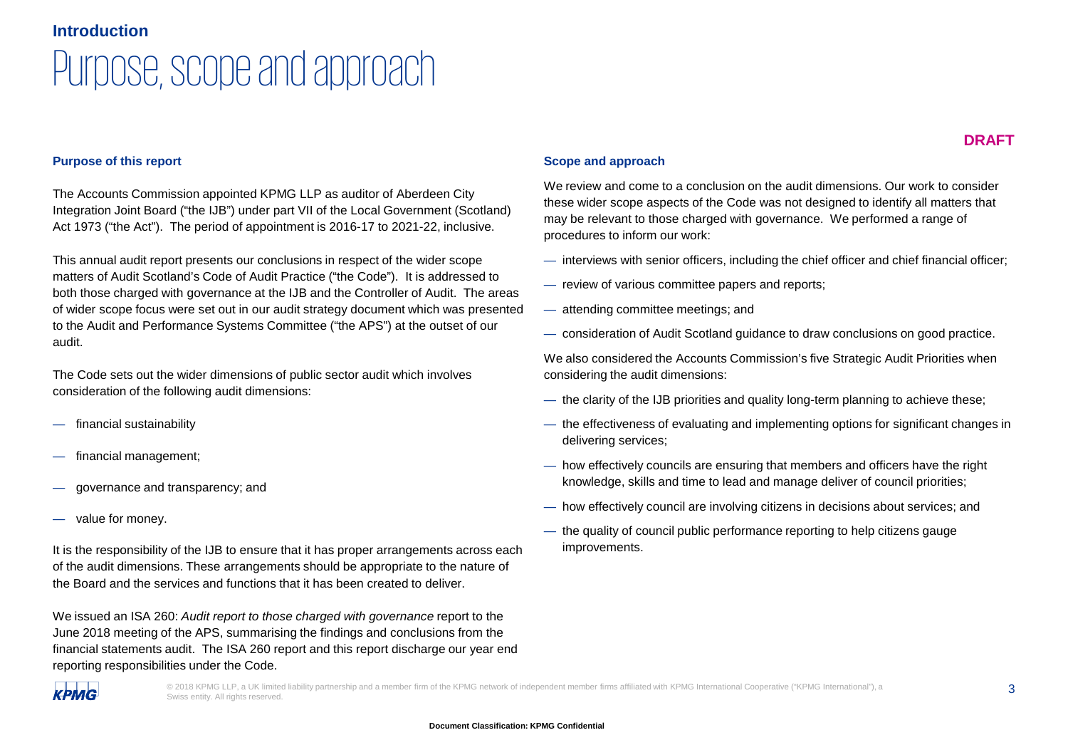## Introduction

# Purpose, scope and approach

**DRAFT**

### Purpose of this report

The Accounts Commission appointed KPMG LLP as auditor of Aberdeen City Integration Joint Board ("the IJB") under part VII of the Local Government (Scotland) Act 1973 ("the Act"). The period of appointment is 2016-17 to 2021-22, inclusive.

This annual audit report presents our conclusions in respect of the wider scope matters of Audit Scotland's Code of Audit Practice ("the Code"). It is addressed to both those charged with governance at the IJB and the Controller of Audit. The areas of wider scope focus were set out in our audit strategy document which was presented to the Audit and Performance Systems Committee ("the APS") at the outset of our audit.

The Code sets out the wider dimensions of public sector audit which involves consideration of the following audit dimensions:

- financial sustainability
- financial management;
- governance and transparency; and
- value for money.

It is the responsibility of the IJB to ensure that it has proper arrangements across each of the audit dimensions. These arrangements should be appropriate to the nature of the Board and the services and functions that it has been created to deliver.

We issued an ISA 260: *Audit report to those charged with governance* report to the June 2018 meeting of the APS, summarising the findings and conclusions from the financial statements audit. The ISA 260 report and this report discharge our year end reporting responsibilities under the Code.

### Scope and approach

We review and come to a conclusion on the audit dimensions. Our work to consider these wider scope aspects of the Code was not designed to identify all matters that may be relevant to those charged with governance. We performed a range of procedures to inform our work:

- interviews with senior officers, including the chief officer and chief financial officer;
- review of various committee papers and reports;
- attending committee meetings; and
- consideration of Audit Scotland guidance to draw conclusions on good practice.

We also considered the Accounts Commission's five Strategic Audit Priorities when considering the audit dimensions:

- the clarity of the IJB priorities and quality long-term planning to achieve these;
- the effectiveness of evaluating and implementing options for significant changes in delivering services;
- how effectively councils are ensuring that members and officers have the right knowledge, skills and time to lead and manage deliver of council priorities;
- how effectively council are involving citizens in decisions about services; and
- the quality of council public performance reporting to help citizens gauge improvements.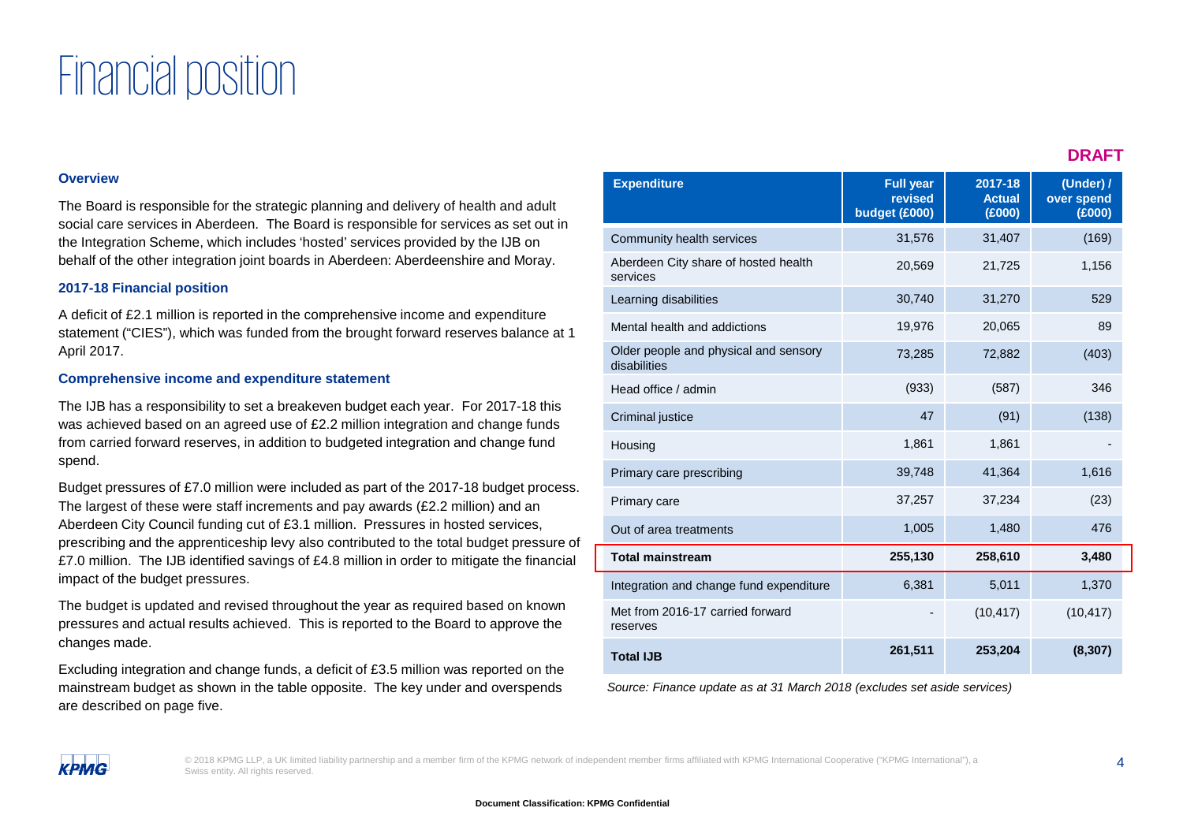# Financial position

DRAFT

### Overview

The Board is responsible for the strategic planning and delivery of health and adult social care services in Aberdeen. The Board is responsible for services as set out in the Integration Scheme, which includes 'hosted' services provided by the IJB on behalf of the other integration joint boards in Aberdeen: Aberdeenshire and Moray.

### 2017-18 Financial position

A deficit of £2.1 million is reported in the comprehensive income and expenditure statement ("CIES"), which was funded from the brought forward reserves balance at 1 April 2017.

### Comprehensive income and expenditure statement

The IJB has a responsibility to set a breakeven budget each year. For 2017-18 this was achieved based on an agreed use of £2.2 million integration and change funds from carried forward reserves, in addition to budgeted integration and change fund spend.

Budget pressures of £7.0 million were included as part of the 2017-18 budget process. The largest of these were staff increments and pay awards (£2.2 million) and an Aberdeen City Council funding cut of £3.1 million. Pressures in hosted services, prescribing and the apprenticeship levy also contributed to the total budget pressure of £7.0 million. The IJB identified savings of £4.8 million in order to mitigate the financial impact of the budget pressures.

The budget is updated and revised throughout the year as required based on known pressures and actual results achieved. This is reported to the Board to approve the changes made.

Excluding integration and change funds, a deficit of £3.5 million was reported on the mainstream budget as shown in the table opposite. The key under and overspends are described on page five.

| Expenditure | Full year revised budget (£000) | 2017-18 Actual (£000) | (Under) / over spend (£000) |
|---|---|---|---|
| Community health services | 31,576 | 31,407 | (169) |
| Aberdeen City share of hosted health services | 20,569 | 21,725 | 1,156 |
| Learning disabilities | 30,740 | 31,270 | 529 |
| Mental health and addictions | 19,976 | 20,065 | 89 |
| Older people and physical and sensory disabilities | 73,285 | 72,882 | (403) |
| Head office / admin | (933) | (587) | 346 |
| Criminal justice | 47 | (91) | (138) |
| Housing | 1,861 | 1,861 | - |
| Primary care prescribing | 39,748 | 41,364 | 1,616 |
| Primary care | 37,257 | 37,234 | (23) |
| Out of area treatments | 1,005 | 1,480 | 476 |
| **Total mainstream** | **255,130** | **258,610** | **3,480** |
| Integration and change fund expenditure | 6,381 | 5,011 | 1,370 |
| Met from 2016-17 carried forward reserves | - | (10,417) | (10,417) |
| **Total IJB** | **261,511** | **253,204** | **(8,307)** |

*Source: Finance update as at 31 March 2018 (excludes set aside services)*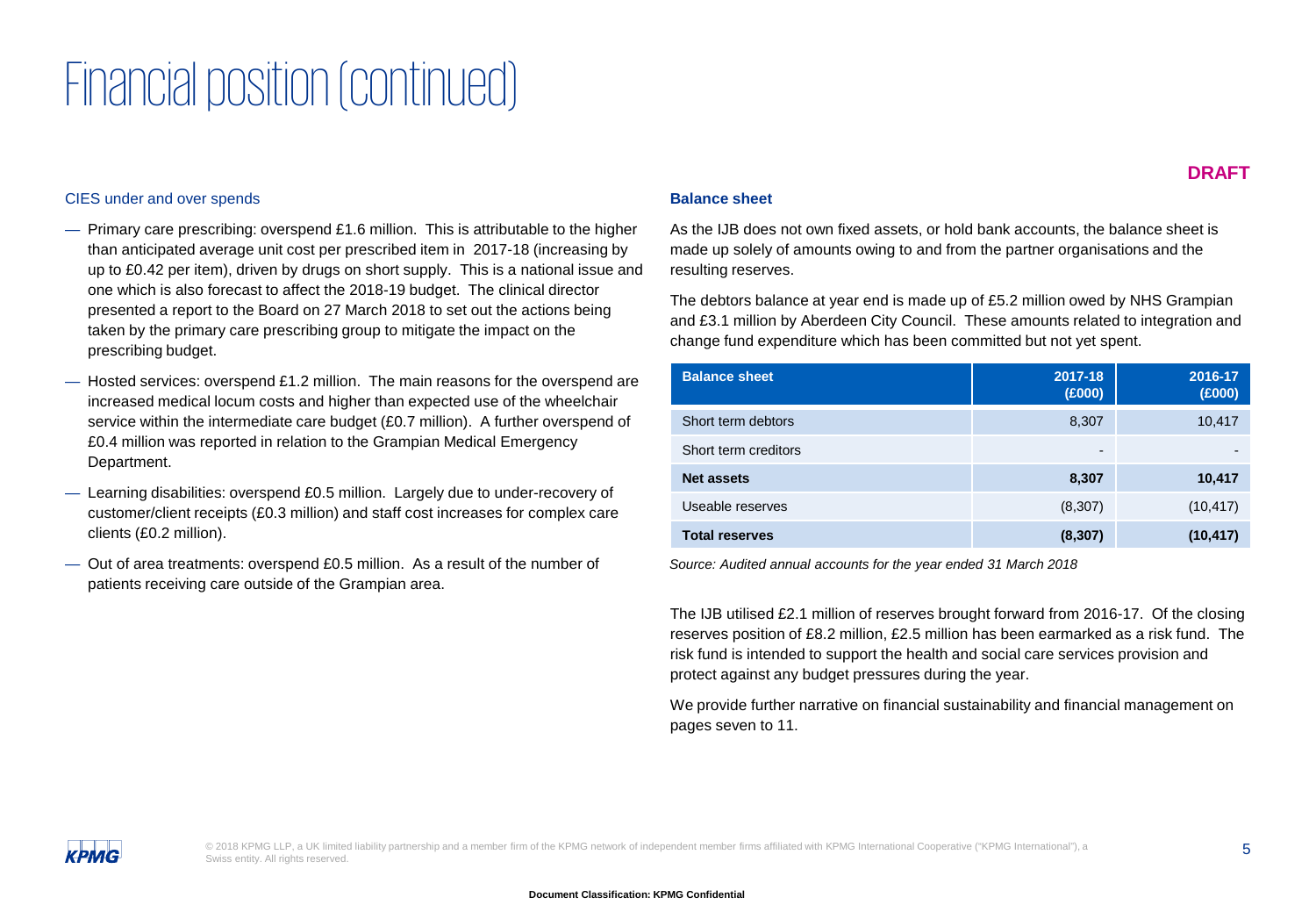# Financial position (continued)

**DRAFT**

### CIES under and over spends

- Primary care prescribing: overspend £1.6 million. This is attributable to the higher than anticipated average unit cost per prescribed item in 2017-18 (increasing by up to £0.42 per item), driven by drugs on short supply. This is a national issue and one which is also forecast to affect the 2018-19 budget. The clinical director presented a report to the Board on 27 March 2018 to set out the actions being taken by the primary care prescribing group to mitigate the impact on the prescribing budget.
- Hosted services: overspend £1.2 million. The main reasons for the overspend are increased medical locum costs and higher than expected use of the wheelchair service within the intermediate care budget (£0.7 million). A further overspend of £0.4 million was reported in relation to the Grampian Medical Emergency Department.
- Learning disabilities: overspend £0.5 million. Largely due to under-recovery of customer/client receipts (£0.3 million) and staff cost increases for complex care clients (£0.2 million).
- Out of area treatments: overspend £0.5 million. As a result of the number of patients receiving care outside of the Grampian area.

### Balance sheet

As the IJB does not own fixed assets, or hold bank accounts, the balance sheet is made up solely of amounts owing to and from the partner organisations and the resulting reserves.

The debtors balance at year end is made up of £5.2 million owed by NHS Grampian and £3.1 million by Aberdeen City Council. These amounts related to integration and change fund expenditure which has been committed but not yet spent.

| Balance sheet | 2017-18 (£000) | 2016-17 (£000) |
|---|---|---|
| Short term debtors | 8,307 | 10,417 |
| Short term creditors | - | - |
| **Net assets** | **8,307** | **10,417** |
| Useable reserves | (8,307) | (10,417) |
| **Total reserves** | **(8,307)** | **(10,417)** |

*Source: Audited annual accounts for the year ended 31 March 2018*

The IJB utilised £2.1 million of reserves brought forward from 2016-17. Of the closing reserves position of £8.2 million, £2.5 million has been earmarked as a risk fund. The risk fund is intended to support the health and social care services provision and protect against any budget pressures during the year.

We provide further narrative on financial sustainability and financial management on pages seven to 11.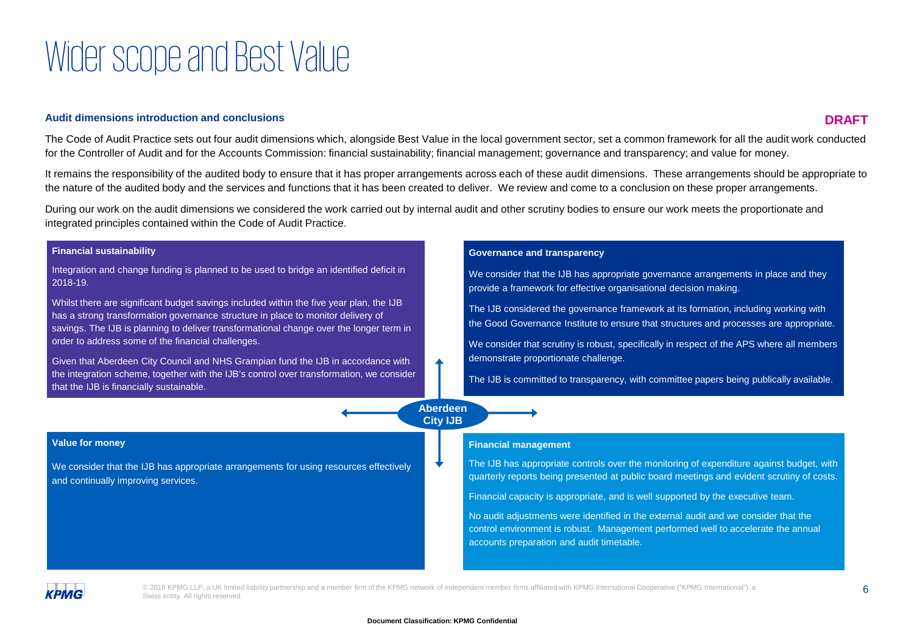# Wider scope and Best Value

### Audit dimensions introduction and conclusions

**DRAFT**

The Code of Audit Practice sets out four audit dimensions which, alongside Best Value in the local government sector, set a common framework for all the audit work conducted for the Controller of Audit and for the Accounts Commission: financial sustainability; financial management; governance and transparency; and value for money.

It remains the responsibility of the audited body to ensure that it has proper arrangements across each of these audit dimensions. These arrangements should be appropriate to the nature of the audited body and the services and functions that it has been created to deliver. We review and come to a conclusion on these proper arrangements.

During our work on the audit dimensions we considered the work carried out by internal audit and other scrutiny bodies to ensure our work meets the proportionate and integrated principles contained within the Code of Audit Practice.

**Aberdeen City IJB**

#### Financial sustainability

Integration and change funding is planned to be used to bridge an identified deficit in 2018-19.

Whilst there are significant budget savings included within the five year plan, the IJB has a strong transformation governance structure in place to monitor delivery of savings. The IJB is planning to deliver transformational change over the longer term in order to address some of the financial challenges.

Given that Aberdeen City Council and NHS Grampian fund the IJB in accordance with the integration scheme, together with the IJB's control over transformation, we consider that the IJB is financially sustainable.

#### Governance and transparency

We consider that the IJB has appropriate governance arrangements in place and they provide a framework for effective organisational decision making.

The IJB considered the governance framework at its formation, including working with the Good Governance Institute to ensure that structures and processes are appropriate.

We consider that scrutiny is robust, specifically in respect of the APS where all members demonstrate proportionate challenge.

The IJB is committed to transparency, with committee papers being publically available.

#### Value for money

We consider that the IJB has appropriate arrangements for using resources effectively and continually improving services.

#### Financial management

The IJB has appropriate controls over the monitoring of expenditure against budget, with quarterly reports being presented at public board meetings and evident scrutiny of costs.

Financial capacity is appropriate, and is well supported by the executive team.

No audit adjustments were identified in the external audit and we consider that the control environment is robust. Management performed well to accelerate the annual accounts preparation and audit timetable.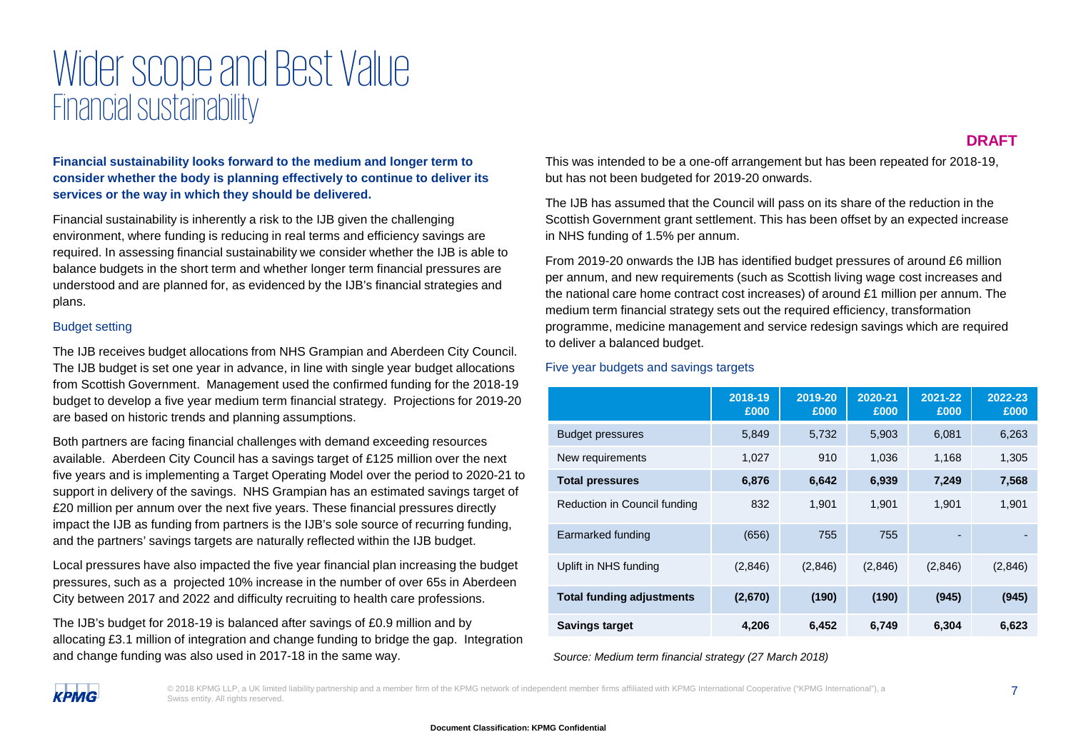# Wider scope and Best Value

## Financial sustainability

DRAFT

**Financial sustainability looks forward to the medium and longer term to consider whether the body is planning effectively to continue to deliver its services or the way in which they should be delivered.**

Financial sustainability is inherently a risk to the IJB given the challenging environment, where funding is reducing in real terms and efficiency savings are required. In assessing financial sustainability we consider whether the IJB is able to balance budgets in the short term and whether longer term financial pressures are understood and are planned for, as evidenced by the IJB's financial strategies and plans.

### Budget setting

The IJB receives budget allocations from NHS Grampian and Aberdeen City Council. The IJB budget is set one year in advance, in line with single year budget allocations from Scottish Government. Management used the confirmed funding for the 2018-19 budget to develop a five year medium term financial strategy. Projections for 2019-20 are based on historic trends and planning assumptions.

Both partners are facing financial challenges with demand exceeding resources available. Aberdeen City Council has a savings target of £125 million over the next five years and is implementing a Target Operating Model over the period to 2020-21 to support in delivery of the savings. NHS Grampian has an estimated savings target of £20 million per annum over the next five years. These financial pressures directly impact the IJB as funding from partners is the IJB's sole source of recurring funding, and the partners' savings targets are naturally reflected within the IJB budget.

Local pressures have also impacted the five year financial plan increasing the budget pressures, such as a projected 10% increase in the number of over 65s in Aberdeen City between 2017 and 2022 and difficulty recruiting to health care professions.

The IJB's budget for 2018-19 is balanced after savings of £0.9 million and by allocating £3.1 million of integration and change funding to bridge the gap. Integration and change funding was also used in 2017-18 in the same way.

This was intended to be a one-off arrangement but has been repeated for 2018-19, but has not been budgeted for 2019-20 onwards.

The IJB has assumed that the Council will pass on its share of the reduction in the Scottish Government grant settlement. This has been offset by an expected increase in NHS funding of 1.5% per annum.

From 2019-20 onwards the IJB has identified budget pressures of around £6 million per annum, and new requirements (such as Scottish living wage cost increases and the national care home contract cost increases) of around £1 million per annum. The medium term financial strategy sets out the required efficiency, transformation programme, medicine management and service redesign savings which are required to deliver a balanced budget.

### Five year budgets and savings targets

| | 2018-19 £000 | 2019-20 £000 | 2020-21 £000 | 2021-22 £000 | 2022-23 £000 |
|---|---|---|---|---|---|
| Budget pressures | 5,849 | 5,732 | 5,903 | 6,081 | 6,263 |
| New requirements | 1,027 | 910 | 1,036 | 1,168 | 1,305 |
| **Total pressures** | **6,876** | **6,642** | **6,939** | **7,249** | **7,568** |
| Reduction in Council funding | 832 | 1,901 | 1,901 | 1,901 | 1,901 |
| Earmarked funding | (656) | 755 | 755 | - | - |
| Uplift in NHS funding | (2,846) | (2,846) | (2,846) | (2,846) | (2,846) |
| **Total funding adjustments** | **(2,670)** | **(190)** | **(190)** | **(945)** | **(945)** |
| **Savings target** | **4,206** | **6,452** | **6,749** | **6,304** | **6,623** |

*Source: Medium term financial strategy (27 March 2018)*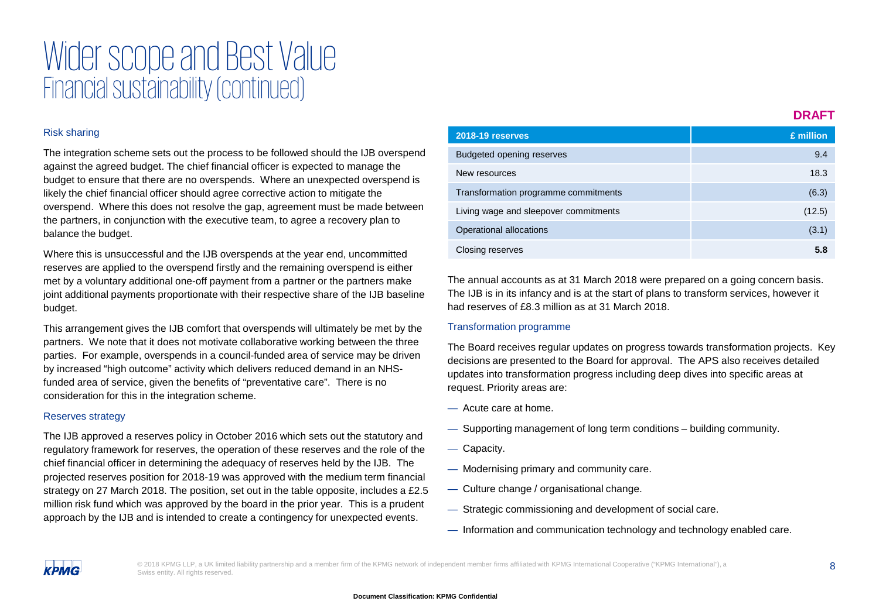# Wider scope and Best Value
## Financial sustainability (continued)

### Risk sharing

The integration scheme sets out the process to be followed should the IJB overspend against the agreed budget. The chief financial officer is expected to manage the budget to ensure that there are no overspends. Where an unexpected overspend is likely the chief financial officer should agree corrective action to mitigate the overspend. Where this does not resolve the gap, agreement must be made between the partners, in conjunction with the executive team, to agree a recovery plan to balance the budget.

Where this is unsuccessful and the IJB overspends at the year end, uncommitted reserves are applied to the overspend firstly and the remaining overspend is either met by a voluntary additional one-off payment from a partner or the partners make joint additional payments proportionate with their respective share of the IJB baseline budget.

This arrangement gives the IJB comfort that overspends will ultimately be met by the partners. We note that it does not motivate collaborative working between the three parties. For example, overspends in a council-funded area of service may be driven by increased "high outcome" activity which delivers reduced demand in an NHS-funded area of service, given the benefits of "preventative care". There is no consideration for this in the integration scheme.

### Reserves strategy

The IJB approved a reserves policy in October 2016 which sets out the statutory and regulatory framework for reserves, the operation of these reserves and the role of the chief financial officer in determining the adequacy of reserves held by the IJB. The projected reserves position for 2018-19 was approved with the medium term financial strategy on 27 March 2018. The position, set out in the table opposite, includes a £2.5 million risk fund which was approved by the board in the prior year. This is a prudent approach by the IJB and is intended to create a contingency for unexpected events.

**DRAFT**

| 2018-19 reserves | £ million |
|---|---|
| Budgeted opening reserves | 9.4 |
| New resources | 18.3 |
| Transformation programme commitments | (6.3) |
| Living wage and sleepover commitments | (12.5) |
| Operational allocations | (3.1) |
| Closing reserves | **5.8** |

The annual accounts as at 31 March 2018 were prepared on a going concern basis. The IJB is in its infancy and is at the start of plans to transform services, however it had reserves of £8.3 million as at 31 March 2018.

### Transformation programme

The Board receives regular updates on progress towards transformation projects. Key decisions are presented to the Board for approval. The APS also receives detailed updates into transformation progress including deep dives into specific areas at request. Priority areas are:

- Acute care at home.
- Supporting management of long term conditions – building community.
- Capacity.
- Modernising primary and community care.
- Culture change / organisational change.
- Strategic commissioning and development of social care.
- Information and communication technology and technology enabled care.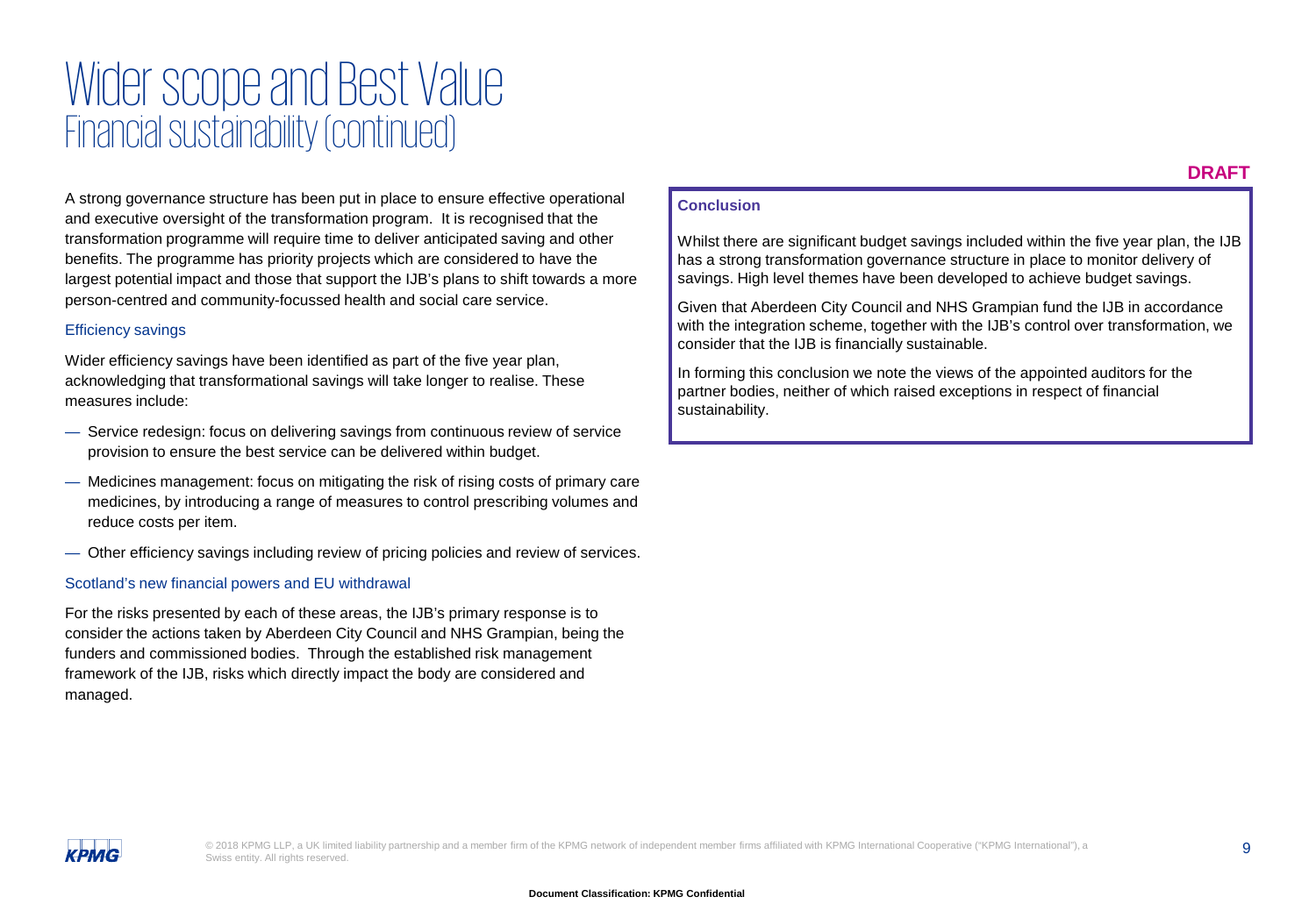# Wider scope and Best Value
## Financial sustainability (continued)

**DRAFT**

A strong governance structure has been put in place to ensure effective operational and executive oversight of the transformation program. It is recognised that the transformation programme will require time to deliver anticipated saving and other benefits. The programme has priority projects which are considered to have the largest potential impact and those that support the IJB's plans to shift towards a more person-centred and community-focussed health and social care service.

### Efficiency savings

Wider efficiency savings have been identified as part of the five year plan, acknowledging that transformational savings will take longer to realise. These measures include:

- Service redesign: focus on delivering savings from continuous review of service provision to ensure the best service can be delivered within budget.
- Medicines management: focus on mitigating the risk of rising costs of primary care medicines, by introducing a range of measures to control prescribing volumes and reduce costs per item.
- Other efficiency savings including review of pricing policies and review of services.

### Scotland's new financial powers and EU withdrawal

For the risks presented by each of these areas, the IJB's primary response is to consider the actions taken by Aberdeen City Council and NHS Grampian, being the funders and commissioned bodies. Through the established risk management framework of the IJB, risks which directly impact the body are considered and managed.

**Conclusion**

Whilst there are significant budget savings included within the five year plan, the IJB has a strong transformation governance structure in place to monitor delivery of savings. High level themes have been developed to achieve budget savings.

Given that Aberdeen City Council and NHS Grampian fund the IJB in accordance with the integration scheme, together with the IJB's control over transformation, we consider that the IJB is financially sustainable.

In forming this conclusion we note the views of the appointed auditors for the partner bodies, neither of which raised exceptions in respect of financial sustainability.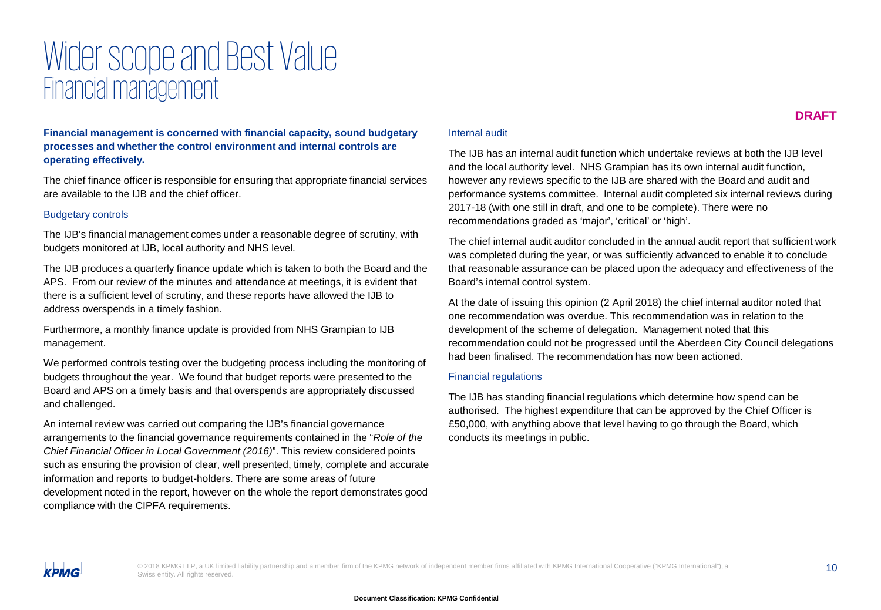# Wider scope and Best Value
## Financial management

**DRAFT**

**Financial management is concerned with financial capacity, sound budgetary processes and whether the control environment and internal controls are operating effectively.**

The chief finance officer is responsible for ensuring that appropriate financial services are available to the IJB and the chief officer.

### Budgetary controls

The IJB's financial management comes under a reasonable degree of scrutiny, with budgets monitored at IJB, local authority and NHS level.

The IJB produces a quarterly finance update which is taken to both the Board and the APS. From our review of the minutes and attendance at meetings, it is evident that there is a sufficient level of scrutiny, and these reports have allowed the IJB to address overspends in a timely fashion.

Furthermore, a monthly finance update is provided from NHS Grampian to IJB management.

We performed controls testing over the budgeting process including the monitoring of budgets throughout the year. We found that budget reports were presented to the Board and APS on a timely basis and that overspends are appropriately discussed and challenged.

An internal review was carried out comparing the IJB's financial governance arrangements to the financial governance requirements contained in the "*Role of the Chief Financial Officer in Local Government (2016)*". This review considered points such as ensuring the provision of clear, well presented, timely, complete and accurate information and reports to budget-holders. There are some areas of future development noted in the report, however on the whole the report demonstrates good compliance with the CIPFA requirements.

### Internal audit

The IJB has an internal audit function which undertake reviews at both the IJB level and the local authority level. NHS Grampian has its own internal audit function, however any reviews specific to the IJB are shared with the Board and audit and performance systems committee. Internal audit completed six internal reviews during 2017-18 (with one still in draft, and one to be complete). There were no recommendations graded as 'major', 'critical' or 'high'.

The chief internal audit auditor concluded in the annual audit report that sufficient work was completed during the year, or was sufficiently advanced to enable it to conclude that reasonable assurance can be placed upon the adequacy and effectiveness of the Board's internal control system.

At the date of issuing this opinion (2 April 2018) the chief internal auditor noted that one recommendation was overdue. This recommendation was in relation to the development of the scheme of delegation. Management noted that this recommendation could not be progressed until the Aberdeen City Council delegations had been finalised. The recommendation has now been actioned.

### Financial regulations

The IJB has standing financial regulations which determine how spend can be authorised. The highest expenditure that can be approved by the Chief Officer is £50,000, with anything above that level having to go through the Board, which conducts its meetings in public.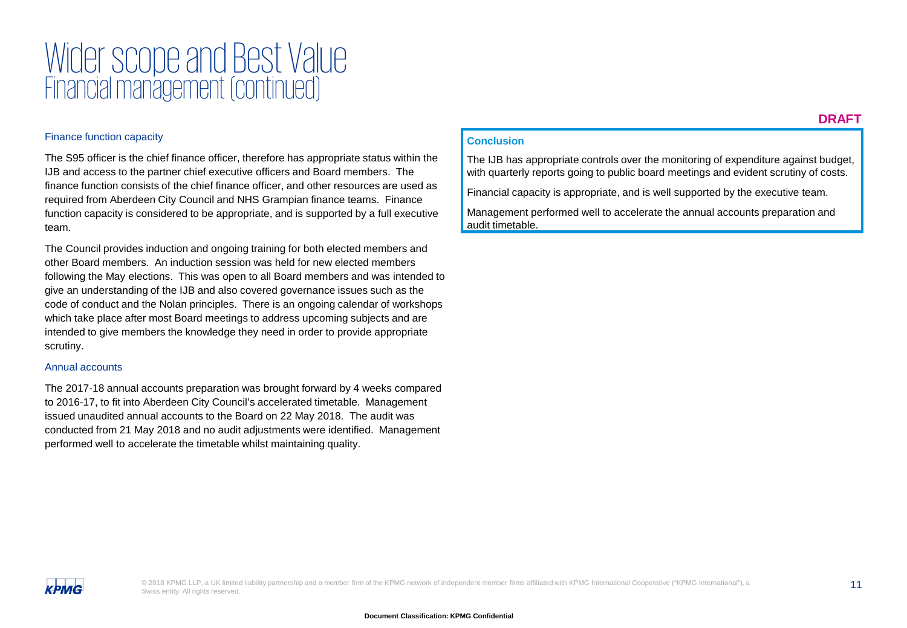# Wider scope and Best Value
## Financial management (continued)

**DRAFT**

### Finance function capacity

The S95 officer is the chief finance officer, therefore has appropriate status within the IJB and access to the partner chief executive officers and Board members. The finance function consists of the chief finance officer, and other resources are used as required from Aberdeen City Council and NHS Grampian finance teams. Finance function capacity is considered to be appropriate, and is supported by a full executive team.

The Council provides induction and ongoing training for both elected members and other Board members. An induction session was held for new elected members following the May elections. This was open to all Board members and was intended to give an understanding of the IJB and also covered governance issues such as the code of conduct and the Nolan principles. There is an ongoing calendar of workshops which take place after most Board meetings to address upcoming subjects and are intended to give members the knowledge they need in order to provide appropriate scrutiny.

### Annual accounts

The 2017-18 annual accounts preparation was brought forward by 4 weeks compared to 2016-17, to fit into Aberdeen City Council's accelerated timetable. Management issued unaudited annual accounts to the Board on 22 May 2018. The audit was conducted from 21 May 2018 and no audit adjustments were identified. Management performed well to accelerate the timetable whilst maintaining quality.

### Conclusion

The IJB has appropriate controls over the monitoring of expenditure against budget, with quarterly reports going to public board meetings and evident scrutiny of costs.

Financial capacity is appropriate, and is well supported by the executive team.

Management performed well to accelerate the annual accounts preparation and audit timetable.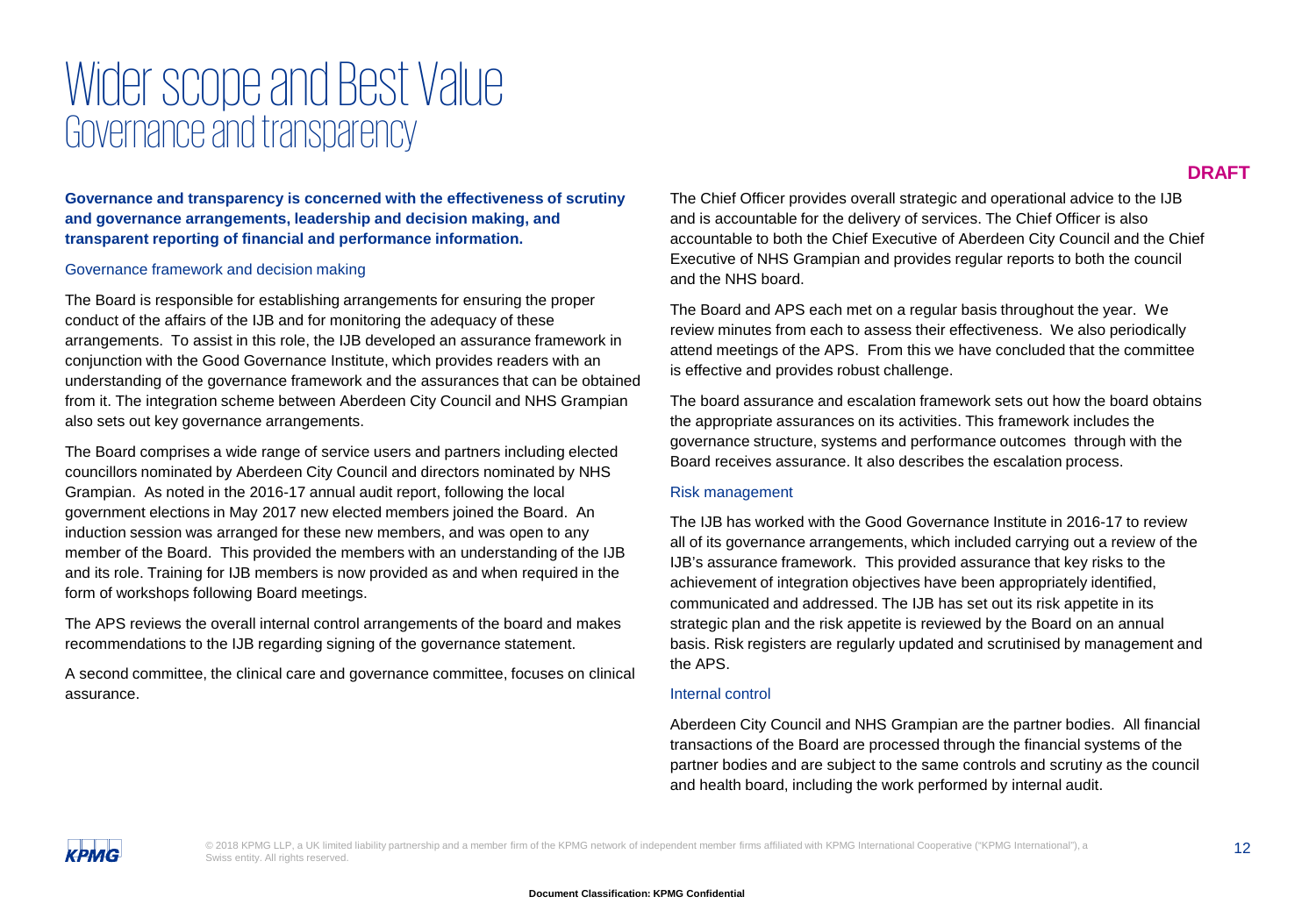# Wider scope and Best Value

## Governance and transparency

**DRAFT**

**Governance and transparency is concerned with the effectiveness of scrutiny and governance arrangements, leadership and decision making, and transparent reporting of financial and performance information.**

### Governance framework and decision making

The Board is responsible for establishing arrangements for ensuring the proper conduct of the affairs of the IJB and for monitoring the adequacy of these arrangements. To assist in this role, the IJB developed an assurance framework in conjunction with the Good Governance Institute, which provides readers with an understanding of the governance framework and the assurances that can be obtained from it. The integration scheme between Aberdeen City Council and NHS Grampian also sets out key governance arrangements.

The Board comprises a wide range of service users and partners including elected councillors nominated by Aberdeen City Council and directors nominated by NHS Grampian. As noted in the 2016-17 annual audit report, following the local government elections in May 2017 new elected members joined the Board. An induction session was arranged for these new members, and was open to any member of the Board. This provided the members with an understanding of the IJB and its role. Training for IJB members is now provided as and when required in the form of workshops following Board meetings.

The APS reviews the overall internal control arrangements of the board and makes recommendations to the IJB regarding signing of the governance statement.

A second committee, the clinical care and governance committee, focuses on clinical assurance.

The Chief Officer provides overall strategic and operational advice to the IJB and is accountable for the delivery of services. The Chief Officer is also accountable to both the Chief Executive of Aberdeen City Council and the Chief Executive of NHS Grampian and provides regular reports to both the council and the NHS board.

The Board and APS each met on a regular basis throughout the year. We review minutes from each to assess their effectiveness. We also periodically attend meetings of the APS. From this we have concluded that the committee is effective and provides robust challenge.

The board assurance and escalation framework sets out how the board obtains the appropriate assurances on its activities. This framework includes the governance structure, systems and performance outcomes through with the Board receives assurance. It also describes the escalation process.

### Risk management

The IJB has worked with the Good Governance Institute in 2016-17 to review all of its governance arrangements, which included carrying out a review of the IJB's assurance framework. This provided assurance that key risks to the achievement of integration objectives have been appropriately identified, communicated and addressed. The IJB has set out its risk appetite in its strategic plan and the risk appetite is reviewed by the Board on an annual basis. Risk registers are regularly updated and scrutinised by management and the APS.

### Internal control

Aberdeen City Council and NHS Grampian are the partner bodies. All financial transactions of the Board are processed through the financial systems of the partner bodies and are subject to the same controls and scrutiny as the council and health board, including the work performed by internal audit.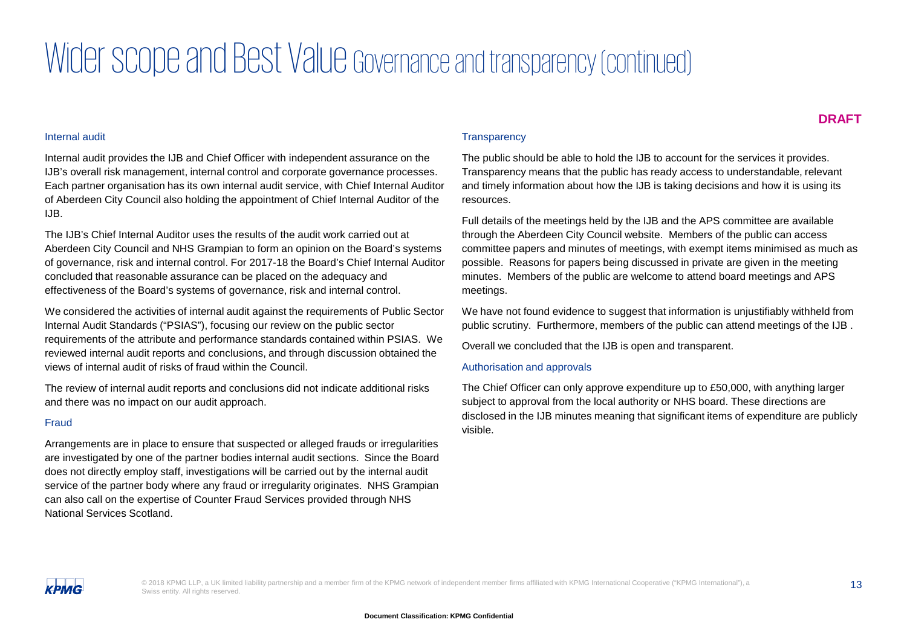# Wider scope and Best Value Governance and transparency (continued)

**DRAFT**

### Internal audit

Internal audit provides the IJB and Chief Officer with independent assurance on the IJB's overall risk management, internal control and corporate governance processes. Each partner organisation has its own internal audit service, with Chief Internal Auditor of Aberdeen City Council also holding the appointment of Chief Internal Auditor of the IJB.

The IJB's Chief Internal Auditor uses the results of the audit work carried out at Aberdeen City Council and NHS Grampian to form an opinion on the Board's systems of governance, risk and internal control. For 2017-18 the Board's Chief Internal Auditor concluded that reasonable assurance can be placed on the adequacy and effectiveness of the Board's systems of governance, risk and internal control.

We considered the activities of internal audit against the requirements of Public Sector Internal Audit Standards ("PSIAS"), focusing our review on the public sector requirements of the attribute and performance standards contained within PSIAS. We reviewed internal audit reports and conclusions, and through discussion obtained the views of internal audit of risks of fraud within the Council.

The review of internal audit reports and conclusions did not indicate additional risks and there was no impact on our audit approach.

### Fraud

Arrangements are in place to ensure that suspected or alleged frauds or irregularities are investigated by one of the partner bodies internal audit sections. Since the Board does not directly employ staff, investigations will be carried out by the internal audit service of the partner body where any fraud or irregularity originates. NHS Grampian can also call on the expertise of Counter Fraud Services provided through NHS National Services Scotland.

### Transparency

The public should be able to hold the IJB to account for the services it provides. Transparency means that the public has ready access to understandable, relevant and timely information about how the IJB is taking decisions and how it is using its resources.

Full details of the meetings held by the IJB and the APS committee are available through the Aberdeen City Council website. Members of the public can access committee papers and minutes of meetings, with exempt items minimised as much as possible. Reasons for papers being discussed in private are given in the meeting minutes. Members of the public are welcome to attend board meetings and APS meetings.

We have not found evidence to suggest that information is unjustifiably withheld from public scrutiny. Furthermore, members of the public can attend meetings of the IJB .

Overall we concluded that the IJB is open and transparent.

### Authorisation and approvals

The Chief Officer can only approve expenditure up to £50,000, with anything larger subject to approval from the local authority or NHS board. These directions are disclosed in the IJB minutes meaning that significant items of expenditure are publicly visible.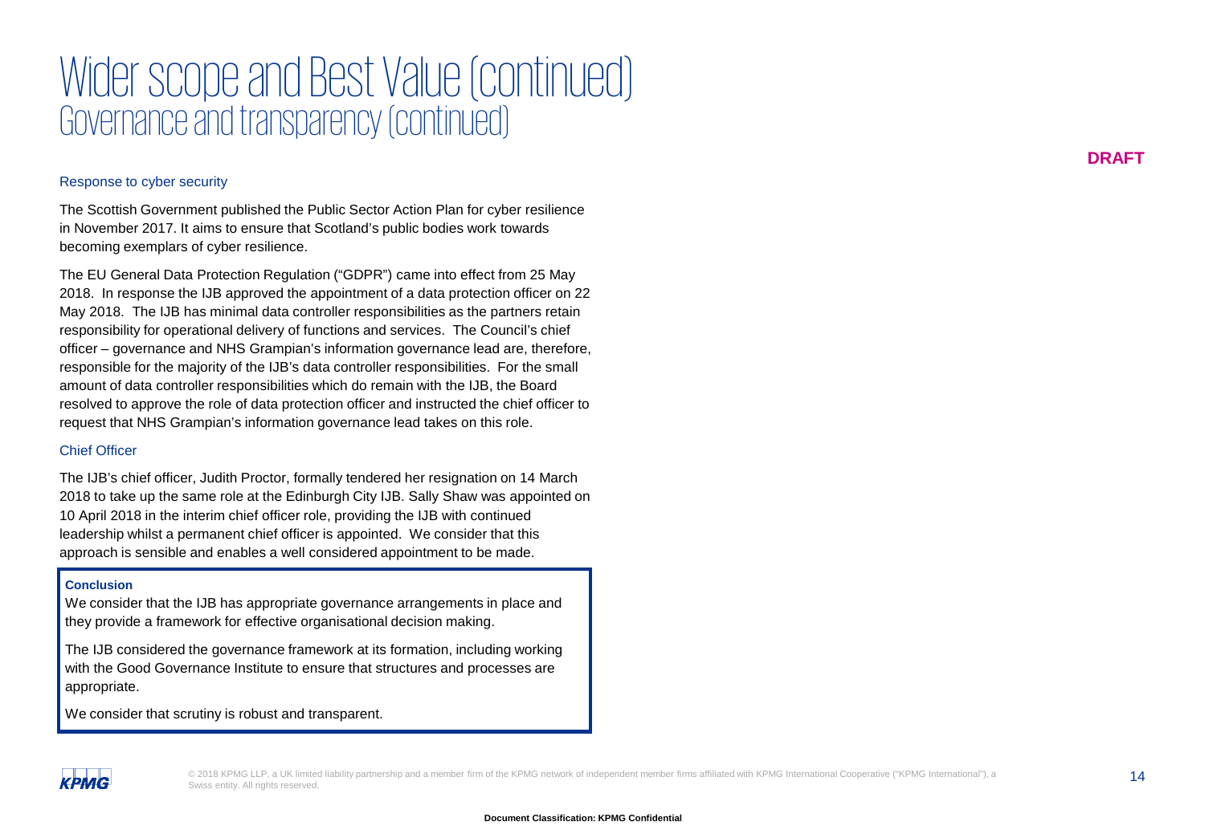# Wider scope and Best Value (continued)

## Governance and transparency (continued)

**DRAFT**

### Response to cyber security

The Scottish Government published the Public Sector Action Plan for cyber resilience in November 2017. It aims to ensure that Scotland's public bodies work towards becoming exemplars of cyber resilience.

The EU General Data Protection Regulation ("GDPR") came into effect from 25 May 2018. In response the IJB approved the appointment of a data protection officer on 22 May 2018. The IJB has minimal data controller responsibilities as the partners retain responsibility for operational delivery of functions and services. The Council's chief officer – governance and NHS Grampian's information governance lead are, therefore, responsible for the majority of the IJB's data controller responsibilities. For the small amount of data controller responsibilities which do remain with the IJB, the Board resolved to approve the role of data protection officer and instructed the chief officer to request that NHS Grampian's information governance lead takes on this role.

### Chief Officer

The IJB's chief officer, Judith Proctor, formally tendered her resignation on 14 March 2018 to take up the same role at the Edinburgh City IJB. Sally Shaw was appointed on 10 April 2018 in the interim chief officer role, providing the IJB with continued leadership whilst a permanent chief officer is appointed. We consider that this approach is sensible and enables a well considered appointment to be made.

**Conclusion**

We consider that the IJB has appropriate governance arrangements in place and they provide a framework for effective organisational decision making.

The IJB considered the governance framework at its formation, including working with the Good Governance Institute to ensure that structures and processes are appropriate.

We consider that scrutiny is robust and transparent.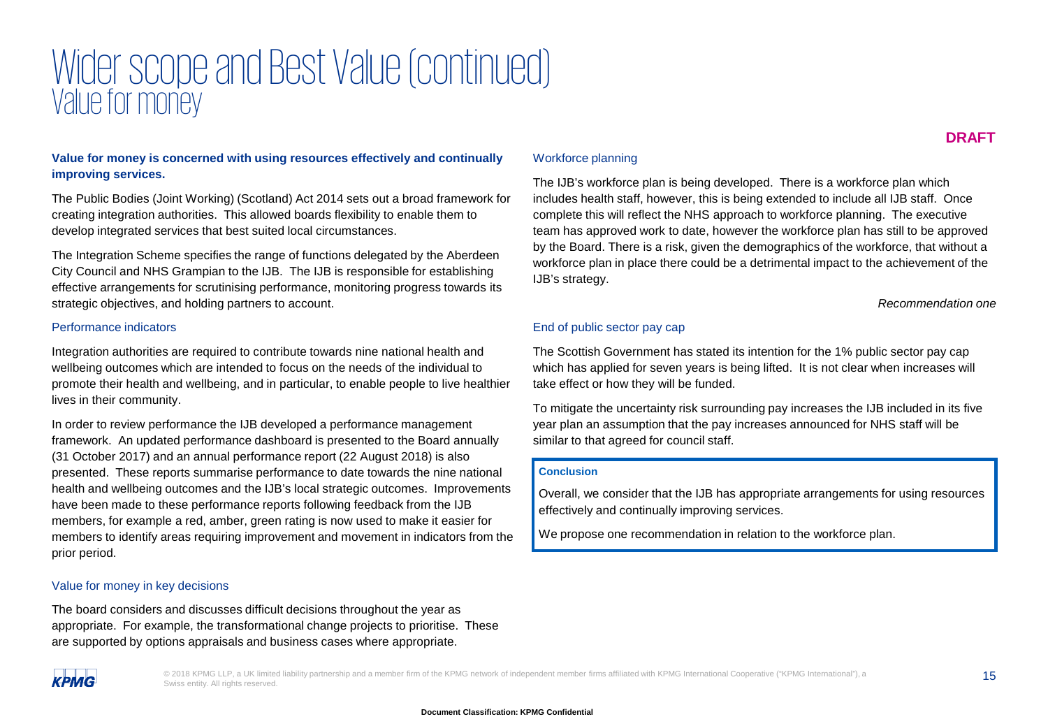# Wider scope and Best Value (continued)
## Value for money

**DRAFT**

**Value for money is concerned with using resources effectively and continually improving services.**

The Public Bodies (Joint Working) (Scotland) Act 2014 sets out a broad framework for creating integration authorities. This allowed boards flexibility to enable them to develop integrated services that best suited local circumstances.

The Integration Scheme specifies the range of functions delegated by the Aberdeen City Council and NHS Grampian to the IJB. The IJB is responsible for establishing effective arrangements for scrutinising performance, monitoring progress towards its strategic objectives, and holding partners to account.

### Performance indicators

Integration authorities are required to contribute towards nine national health and wellbeing outcomes which are intended to focus on the needs of the individual to promote their health and wellbeing, and in particular, to enable people to live healthier lives in their community.

In order to review performance the IJB developed a performance management framework. An updated performance dashboard is presented to the Board annually (31 October 2017) and an annual performance report (22 August 2018) is also presented. These reports summarise performance to date towards the nine national health and wellbeing outcomes and the IJB's local strategic outcomes. Improvements have been made to these performance reports following feedback from the IJB members, for example a red, amber, green rating is now used to make it easier for members to identify areas requiring improvement and movement in indicators from the prior period.

### Value for money in key decisions

The board considers and discusses difficult decisions throughout the year as appropriate. For example, the transformational change projects to prioritise. These are supported by options appraisals and business cases where appropriate.

### Workforce planning

The IJB's workforce plan is being developed. There is a workforce plan which includes health staff, however, this is being extended to include all IJB staff. Once complete this will reflect the NHS approach to workforce planning. The executive team has approved work to date, however the workforce plan has still to be approved by the Board. There is a risk, given the demographics of the workforce, that without a workforce plan in place there could be a detrimental impact to the achievement of the IJB's strategy.

*Recommendation one*

### End of public sector pay cap

The Scottish Government has stated its intention for the 1% public sector pay cap which has applied for seven years is being lifted. It is not clear when increases will take effect or how they will be funded.

To mitigate the uncertainty risk surrounding pay increases the IJB included in its five year plan an assumption that the pay increases announced for NHS staff will be similar to that agreed for council staff.

**Conclusion**

Overall, we consider that the IJB has appropriate arrangements for using resources effectively and continually improving services.

We propose one recommendation in relation to the workforce plan.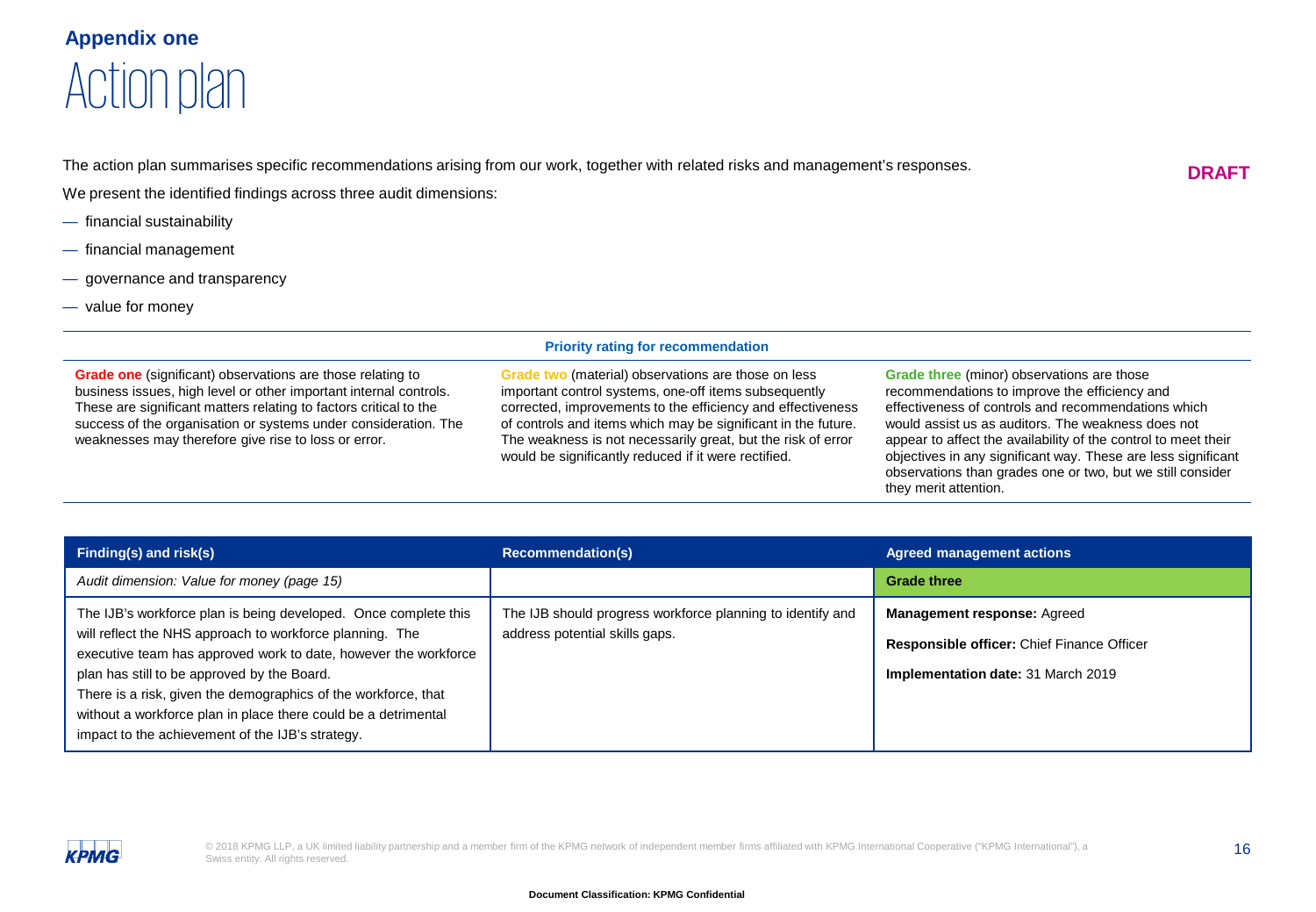## Appendix one

# Action plan

The action plan summarises specific recommendations arising from our work, together with related risks and management's responses.

**DRAFT**

We present the identified findings across three audit dimensions:

- financial sustainability
- financial management
- governance and transparency
- value for money

**Priority rating for recommendation**

| Grade one | Grade two | Grade three |
|---|---|---|
| **Grade one** (significant) observations are those relating to business issues, high level or other important internal controls. These are significant matters relating to factors critical to the success of the organisation or systems under consideration. The weaknesses may therefore give rise to loss or error. | **Grade two** (material) observations are those on less important control systems, one-off items subsequently corrected, improvements to the efficiency and effectiveness of controls and items which may be significant in the future. The weakness is not necessarily great, but the risk of error would be significantly reduced if it were rectified. | **Grade three** (minor) observations are those recommendations to improve the efficiency and effectiveness of controls and recommendations which would assist us as auditors. The weakness does not appear to affect the availability of the control to meet their objectives in any significant way. These are less significant observations than grades one or two, but we still consider they merit attention. |

| Finding(s) and risk(s) | Recommendation(s) | Agreed management actions |
|---|---|---|
| *Audit dimension: Value for money (page 15)* | | **Grade three** |
| The IJB's workforce plan is being developed. Once complete this will reflect the NHS approach to workforce planning. The executive team has approved work to date, however the workforce plan has still to be approved by the Board.<br><br>There is a risk, given the demographics of the workforce, that without a workforce plan in place there could be a detrimental impact to the achievement of the IJB's strategy. | The IJB should progress workforce planning to identify and address potential skills gaps. | **Management response:** Agreed<br><br>**Responsible officer:** Chief Finance Officer<br><br>**Implementation date:** 31 March 2019 |

© 2018 KPMG LLP, a UK limited liability partnership and a member firm of the KPMG network of independent member firms affiliated with KPMG International Cooperative ("KPMG International"), a Swiss entity. All rights reserved.

**Document Classification: KPMG Confidential**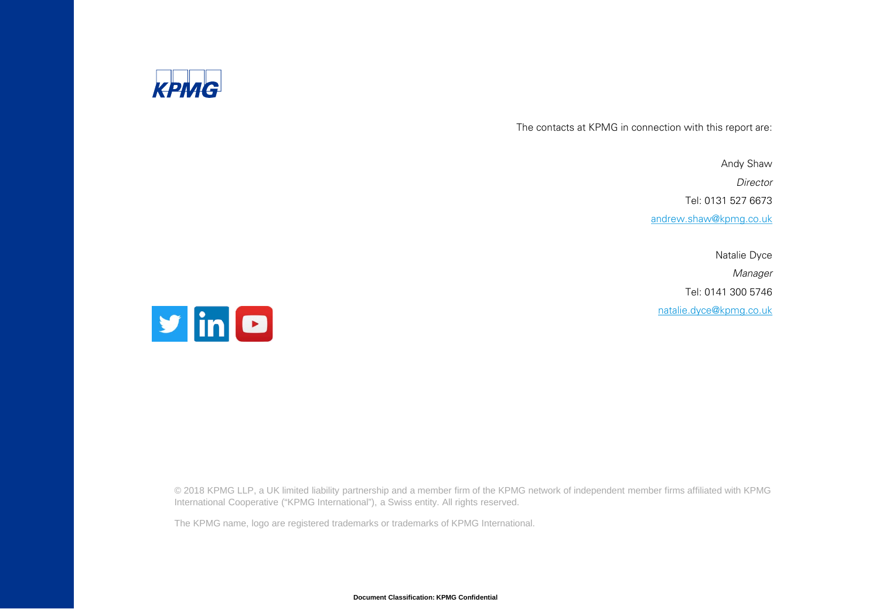The contacts at KPMG in connection with this report are:

Andy Shaw

*Director*

Tel: 0131 527 6673

andrew.shaw@kpmg.co.uk

Natalie Dyce

*Manager*

Tel: 0141 300 5746

natalie.dyce@kpmg.co.uk

© 2018 KPMG LLP, a UK limited liability partnership and a member firm of the KPMG network of independent member firms affiliated with KPMG International Cooperative ("KPMG International"), a Swiss entity. All rights reserved.

The KPMG name, logo are registered trademarks or trademarks of KPMG International.

**Document Classification: KPMG Confidential**